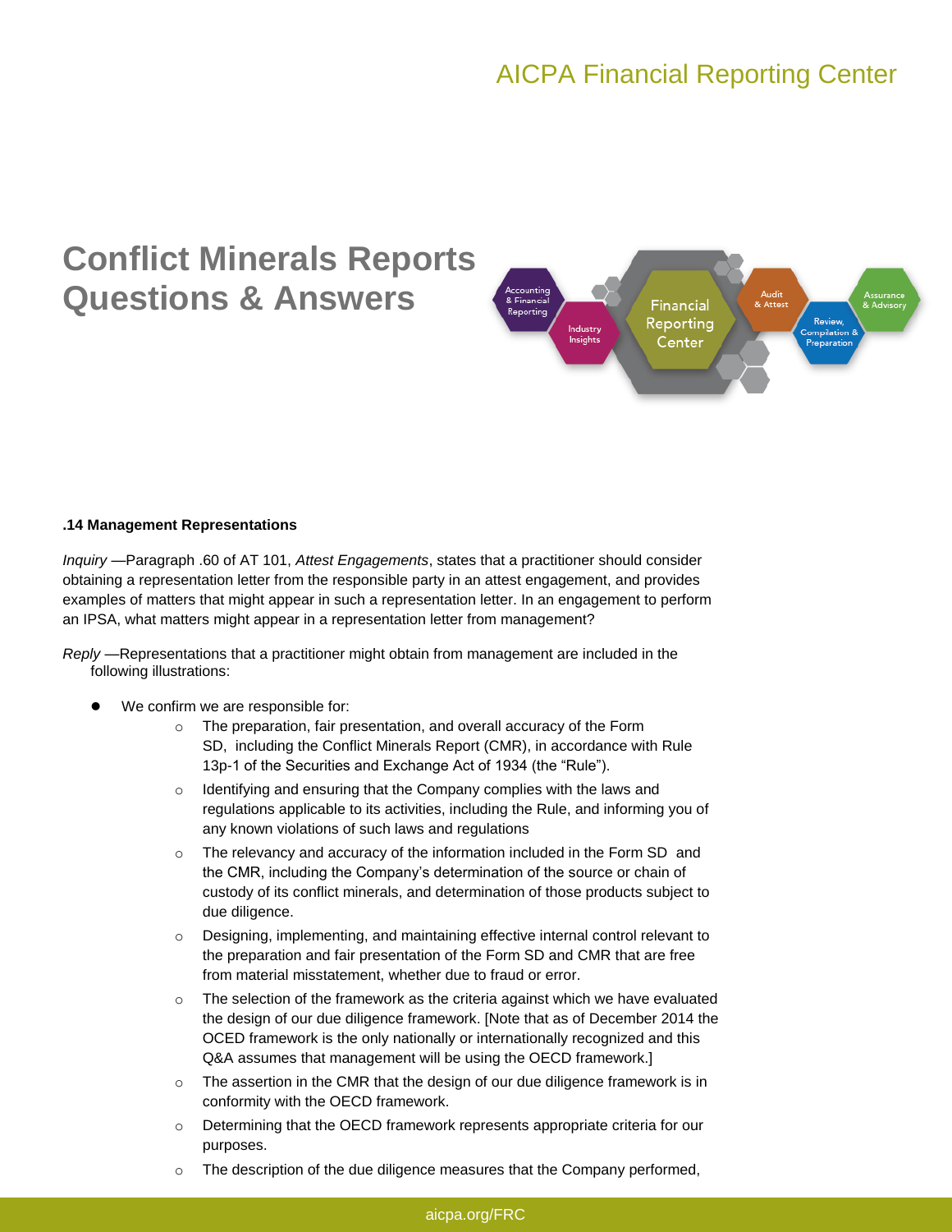AICPA Financial Reporting Center

# Conflict Minerals Reports Questions & Answers

**.14 Management Representations**

*Inquiry* —Paragraph .60 of AT 101, *Attest Engagements*, states that a practitioner should consider obtaining a representation letter from the responsible party in an attest engagement, and provides examples of matters that might appear in such a representation letter. In an engagement to perform an IPSA, what matters might appear in a representation letter from management?

*Reply* —Representations that a practitioner might obtain from management are included in the following illustrations:

- We confirm we are responsible for:
  - The preparation, fair presentation, and overall accuracy of the Form SD, including the Conflict Minerals Report (CMR), in accordance with Rule 13p-1 of the Securities and Exchange Act of 1934 (the "Rule").
  - Identifying and ensuring that the Company complies with the laws and regulations applicable to its activities, including the Rule, and informing you of any known violations of such laws and regulations
  - The relevancy and accuracy of the information included in the Form SD and the CMR, including the Company's determination of the source or chain of custody of its conflict minerals, and determination of those products subject to due diligence.
  - Designing, implementing, and maintaining effective internal control relevant to the preparation and fair presentation of the Form SD and CMR that are free from material misstatement, whether due to fraud or error.
  - The selection of the framework as the criteria against which we have evaluated the design of our due diligence framework. [Note that as of December 2014 the OCED framework is the only nationally or internationally recognized and this Q&A assumes that management will be using the OECD framework.]
  - The assertion in the CMR that the design of our due diligence framework is in conformity with the OECD framework.
  - Determining that the OECD framework represents appropriate criteria for our purposes.
  - The description of the due diligence measures that the Company performed,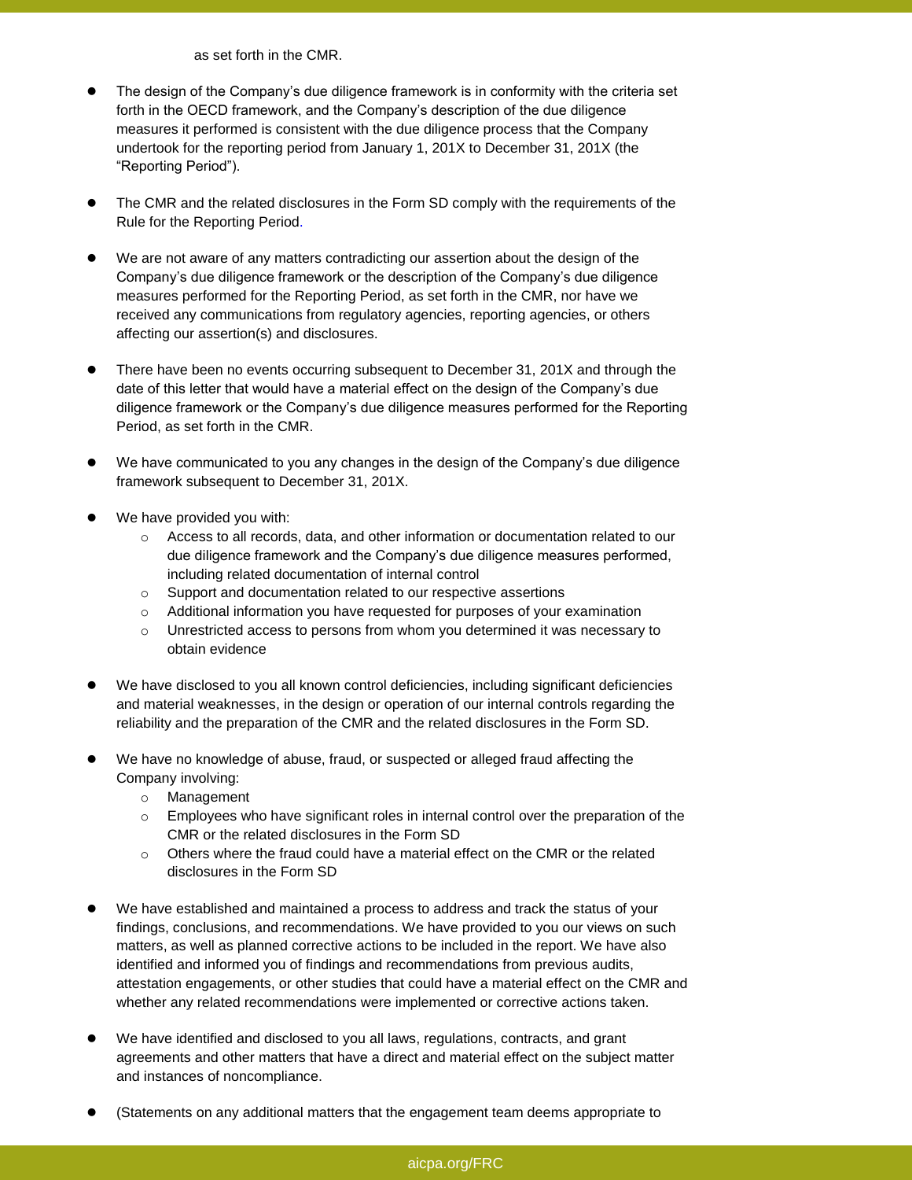as set forth in the CMR.

- The design of the Company's due diligence framework is in conformity with the criteria set forth in the OECD framework, and the Company's description of the due diligence measures it performed is consistent with the due diligence process that the Company undertook for the reporting period from January 1, 201X to December 31, 201X (the "Reporting Period").

- The CMR and the related disclosures in the Form SD comply with the requirements of the Rule for the Reporting Period.

- We are not aware of any matters contradicting our assertion about the design of the Company's due diligence framework or the description of the Company's due diligence measures performed for the Reporting Period, as set forth in the CMR, nor have we received any communications from regulatory agencies, reporting agencies, or others affecting our assertion(s) and disclosures.

- There have been no events occurring subsequent to December 31, 201X and through the date of this letter that would have a material effect on the design of the Company's due diligence framework or the Company's due diligence measures performed for the Reporting Period, as set forth in the CMR.

- We have communicated to you any changes in the design of the Company's due diligence framework subsequent to December 31, 201X.

- We have provided you with:
    - Access to all records, data, and other information or documentation related to our due diligence framework and the Company's due diligence measures performed, including related documentation of internal control
    - Support and documentation related to our respective assertions
    - Additional information you have requested for purposes of your examination
    - Unrestricted access to persons from whom you determined it was necessary to obtain evidence

- We have disclosed to you all known control deficiencies, including significant deficiencies and material weaknesses, in the design or operation of our internal controls regarding the reliability and the preparation of the CMR and the related disclosures in the Form SD.

- We have no knowledge of abuse, fraud, or suspected or alleged fraud affecting the Company involving:
    - Management
    - Employees who have significant roles in internal control over the preparation of the CMR or the related disclosures in the Form SD
    - Others where the fraud could have a material effect on the CMR or the related disclosures in the Form SD

- We have established and maintained a process to address and track the status of your findings, conclusions, and recommendations. We have provided to you our views on such matters, as well as planned corrective actions to be included in the report. We have also identified and informed you of findings and recommendations from previous audits, attestation engagements, or other studies that could have a material effect on the CMR and whether any related recommendations were implemented or corrective actions taken.

- We have identified and disclosed to you all laws, regulations, contracts, and grant agreements and other matters that have a direct and material effect on the subject matter and instances of noncompliance.

- (Statements on any additional matters that the engagement team deems appropriate to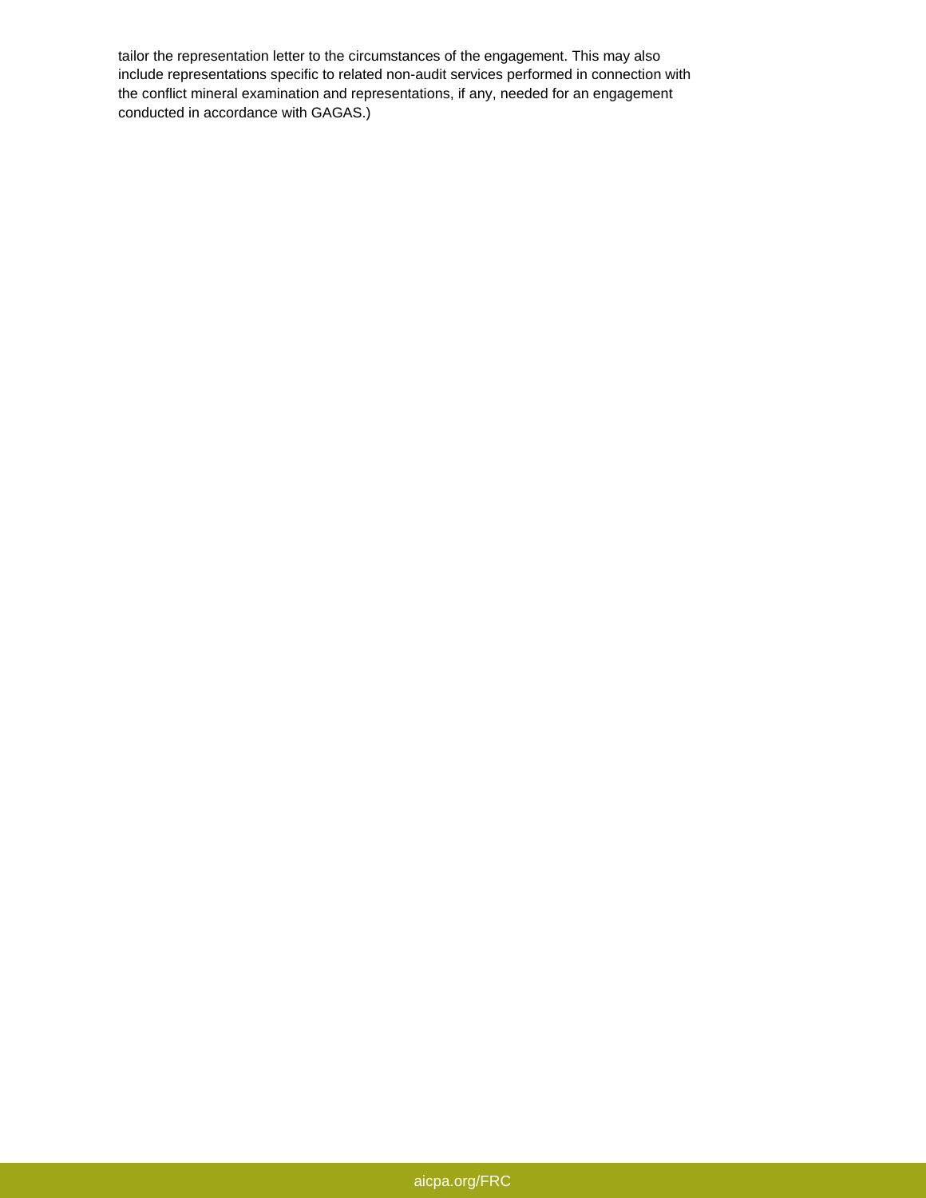tailor the representation letter to the circumstances of the engagement. This may also include representations specific to related non-audit services performed in connection with the conflict mineral examination and representations, if any, needed for an engagement conducted in accordance with GAGAS.)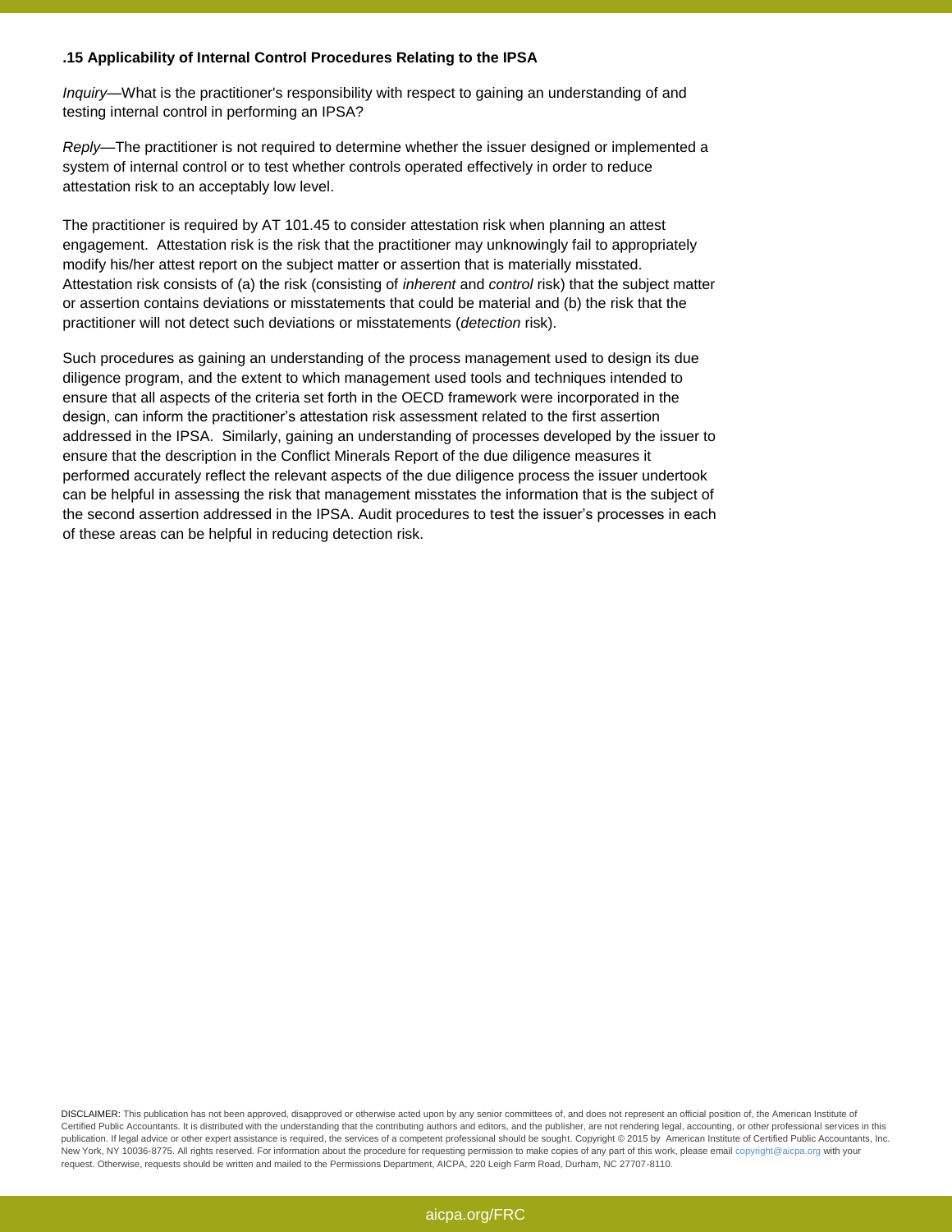**.15 Applicability of Internal Control Procedures Relating to the IPSA**

*Inquiry*—What is the practitioner's responsibility with respect to gaining an understanding of and testing internal control in performing an IPSA?

*Reply*—The practitioner is not required to determine whether the issuer designed or implemented a system of internal control or to test whether controls operated effectively in order to reduce attestation risk to an acceptably low level.

The practitioner is required by AT 101.45 to consider attestation risk when planning an attest engagement. Attestation risk is the risk that the practitioner may unknowingly fail to appropriately modify his/her attest report on the subject matter or assertion that is materially misstated. Attestation risk consists of (a) the risk (consisting of *inherent* and *control* risk) that the subject matter or assertion contains deviations or misstatements that could be material and (b) the risk that the practitioner will not detect such deviations or misstatements (*detection* risk).

Such procedures as gaining an understanding of the process management used to design its due diligence program, and the extent to which management used tools and techniques intended to ensure that all aspects of the criteria set forth in the OECD framework were incorporated in the design, can inform the practitioner's attestation risk assessment related to the first assertion addressed in the IPSA. Similarly, gaining an understanding of processes developed by the issuer to ensure that the description in the Conflict Minerals Report of the due diligence measures it performed accurately reflect the relevant aspects of the due diligence process the issuer undertook can be helpful in assessing the risk that management misstates the information that is the subject of the second assertion addressed in the IPSA. Audit procedures to test the issuer's processes in each of these areas can be helpful in reducing detection risk.

DISCLAIMER: This publication has not been approved, disapproved or otherwise acted upon by any senior committees of, and does not represent an official position of, the American Institute of Certified Public Accountants. It is distributed with the understanding that the contributing authors and editors, and the publisher, are not rendering legal, accounting, or other professional services in this publication. If legal advice or other expert assistance is required, the services of a competent professional should be sought. Copyright © 2015 by American Institute of Certified Public Accountants, Inc. New York, NY 10036-8775. All rights reserved. For information about the procedure for requesting permission to make copies of any part of this work, please email copyright@aicpa.org with your request. Otherwise, requests should be written and mailed to the Permissions Department, AICPA, 220 Leigh Farm Road, Durham, NC 27707-8110.